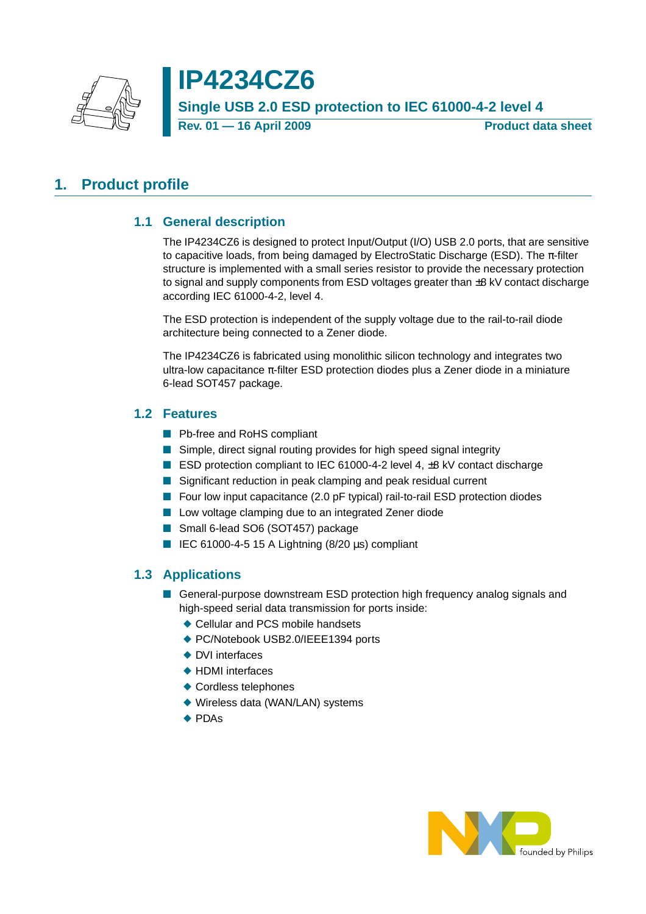# IP4234CZ6

**Single USB 2.0 ESD protection to IEC 61000-4-2 level 4**

**Rev. 01 — 16 April 2009** **Product data sheet**

## 1. Product profile

### 1.1 General description

The IP4234CZ6 is designed to protect Input/Output (I/O) USB 2.0 ports, that are sensitive to capacitive loads, from being damaged by ElectroStatic Discharge (ESD). The π-filter structure is implemented with a small series resistor to provide the necessary protection to signal and supply components from ESD voltages greater than ±8 kV contact discharge according IEC 61000-4-2, level 4.

The ESD protection is independent of the supply voltage due to the rail-to-rail diode architecture being connected to a Zener diode.

The IP4234CZ6 is fabricated using monolithic silicon technology and integrates two ultra-low capacitance π-filter ESD protection diodes plus a Zener diode in a miniature 6-lead SOT457 package.

### 1.2 Features

- Pb-free and RoHS compliant
- Simple, direct signal routing provides for high speed signal integrity
- ESD protection compliant to IEC 61000-4-2 level 4, ±8 kV contact discharge
- Significant reduction in peak clamping and peak residual current
- Four low input capacitance (2.0 pF typical) rail-to-rail ESD protection diodes
- Low voltage clamping due to an integrated Zener diode
- Small 6-lead SO6 (SOT457) package
- IEC 61000-4-5 15 A Lightning (8/20 μs) compliant

### 1.3 Applications

- General-purpose downstream ESD protection high frequency analog signals and high-speed serial data transmission for ports inside:
  - Cellular and PCS mobile handsets
  - PC/Notebook USB2.0/IEEE1394 ports
  - DVI interfaces
  - HDMI interfaces
  - Cordless telephones
  - Wireless data (WAN/LAN) systems
  - PDAs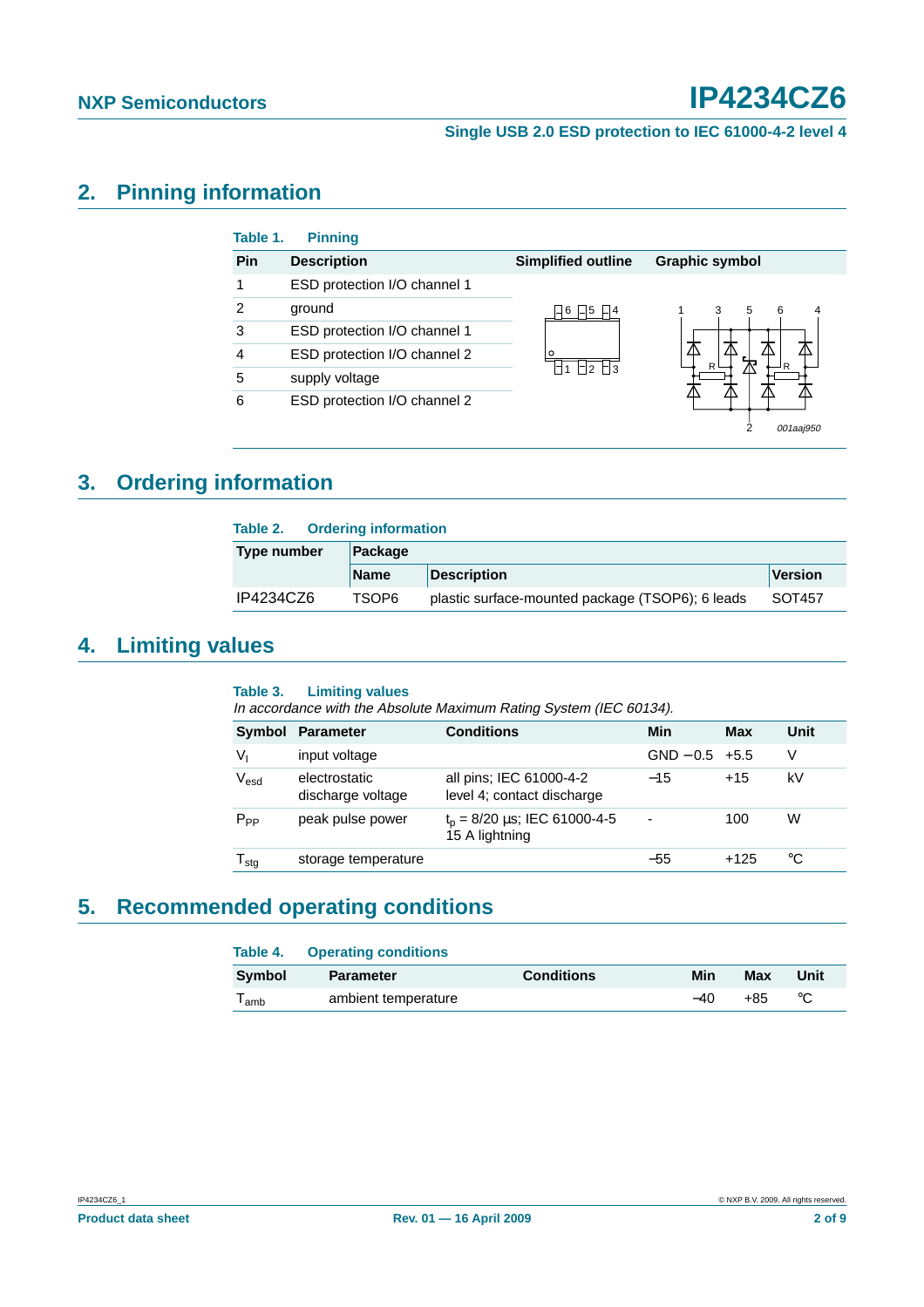## 2. Pinning information

**Table 1. Pinning**

| Pin | Description | Simplified outline | Graphic symbol |
|---|---|---|---|
| 1 | ESD protection I/O channel 1 | | |
| 2 | ground | | |
| 3 | ESD protection I/O channel 1 | | |
| 4 | ESD protection I/O channel 2 | | |
| 5 | supply voltage | | |
| 6 | ESD protection I/O channel 2 | | |

## 3. Ordering information

**Table 2. Ordering information**

| Type number | Package | | |
|---|---|---|---|
| | Name | Description | Version |
| IP4234CZ6 | TSOP6 | plastic surface-mounted package (TSOP6); 6 leads | SOT457 |

## 4. Limiting values

**Table 3. Limiting values**

*In accordance with the Absolute Maximum Rating System (IEC 60134).*

| Symbol | Parameter | Conditions | Min | Max | Unit |
|---|---|---|---|---|---|
| $V_I$ | input voltage | | GND −0.5 | +5.5 | V |
| $V_{esd}$ | electrostatic discharge voltage | all pins; IEC 61000-4-2 level 4; contact discharge | −15 | +15 | kV |
| $P_{PP}$ | peak pulse power | $t_p$ = 8/20 µs; IEC 61000-4-5 15 A lightning | - | 100 | W |
| $T_{stg}$ | storage temperature | | −55 | +125 | °C |

## 5. Recommended operating conditions

**Table 4. Operating conditions**

| Symbol | Parameter | Conditions | Min | Max | Unit |
|---|---|---|---|---|---|
| $T_{amb}$ | ambient temperature | | −40 | +85 | °C |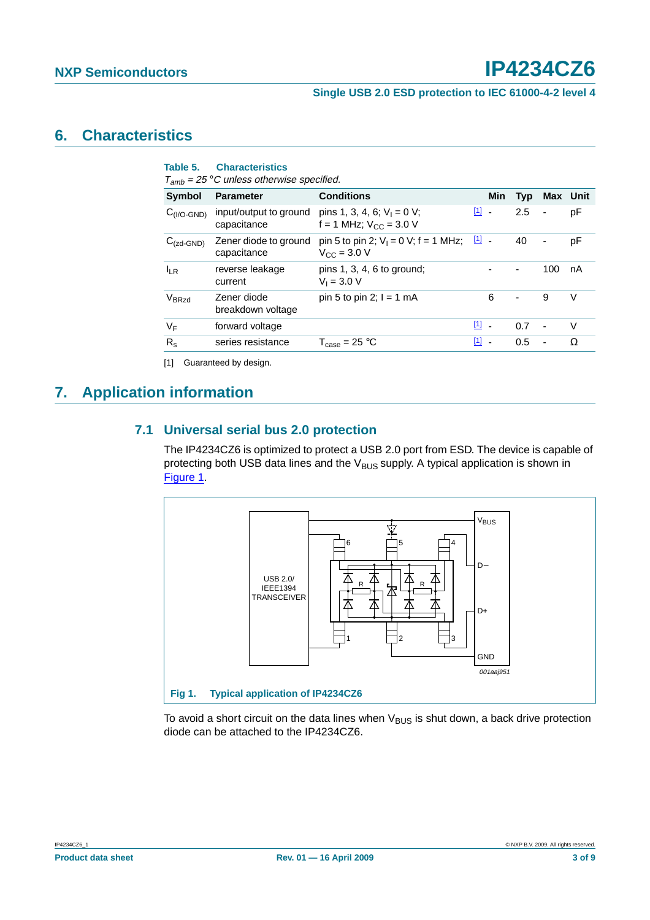# 6. Characteristics

**Table 5. Characteristics**

*$T_{amb}$ = 25 °C unless otherwise specified.*

| Symbol | Parameter | Conditions | | Min | Typ | Max | Unit |
|---|---|---|---|---|---|---|---|
| $C_{(I/O\text{-}GND)}$ | input/output to ground capacitance | pins 1, 3, 4, 6; $V_I$ = 0 V; f = 1 MHz; $V_{CC}$ = 3.0 V | [1] | - | 2.5 | - | pF |
| $C_{(zd\text{-}GND)}$ | Zener diode to ground capacitance | pin 5 to pin 2; $V_I$ = 0 V; f = 1 MHz; $V_{CC}$ = 3.0 V | [1] | - | 40 | - | pF |
| $I_{LR}$ | reverse leakage current | pins 1, 3, 4, 6 to ground; $V_I$ = 3.0 V | | - | - | 100 | nA |
| $V_{BRzd}$ | Zener diode breakdown voltage | pin 5 to pin 2; I = 1 mA | | 6 | - | 9 | V |
| $V_F$ | forward voltage | | [1] | - | 0.7 | - | V |
| $R_s$ | series resistance | $T_{case}$ = 25 °C | [1] | - | 0.5 | - | Ω |

[1] Guaranteed by design.

# 7. Application information

## 7.1 Universal serial bus 2.0 protection

The IP4234CZ6 is optimized to protect a USB 2.0 port from ESD. The device is capable of protecting both USB data lines and the $V_{BUS}$ supply. A typical application is shown in Figure 1.

Fig 1. Typical application of IP4234CZ6

To avoid a short circuit on the data lines when $V_{BUS}$ is shut down, a back drive protection diode can be attached to the IP4234CZ6.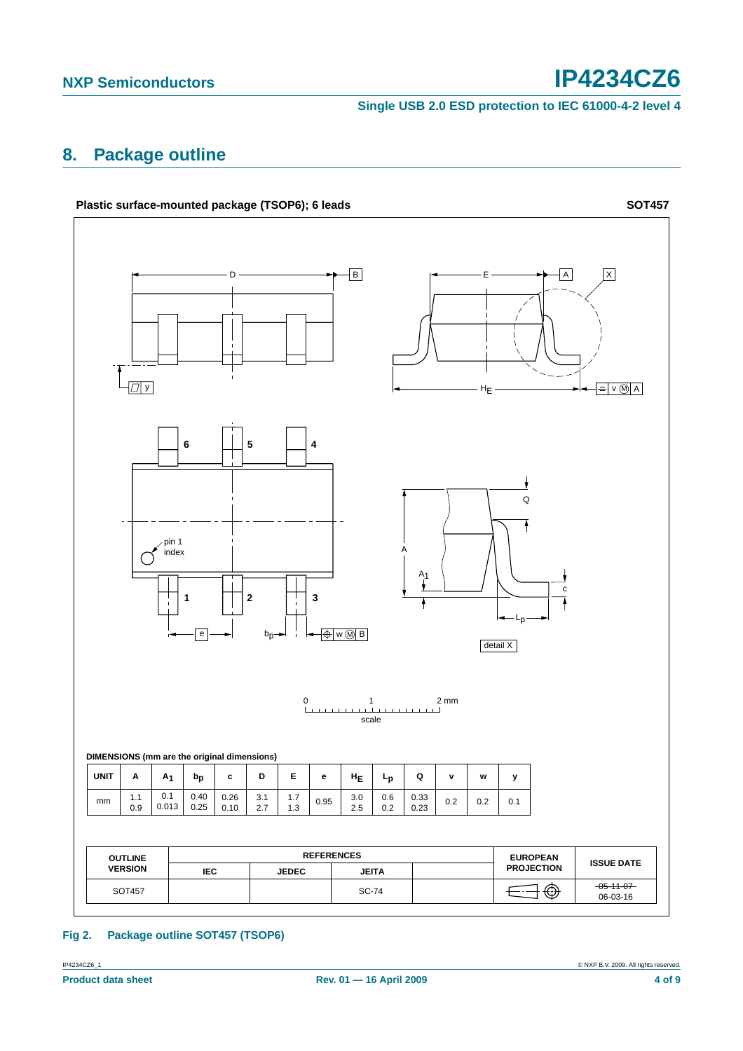## 8. Package outline

**Plastic surface-mounted package (TSOP6); 6 leads** **SOT457**

DIMENSIONS (mm are the original dimensions)

| UNIT | A | $A_1$ | $b_p$ | c | D | E | e | $H_E$ | $L_p$ | Q | v | w | y |
|---|---|---|---|---|---|---|---|---|---|---|---|---|---|
| mm | 1.1<br>0.9 | 0.1<br>0.013 | 0.40<br>0.25 | 0.26<br>0.10 | 3.1<br>2.7 | 1.7<br>1.3 | 0.95 | 3.0<br>2.5 | 0.6<br>0.2 | 0.33<br>0.23 | 0.2 | 0.2 | 0.1 |

| OUTLINE VERSION | REFERENCES | | | | EUROPEAN PROJECTION | ISSUE DATE |
|---|---|---|---|---|---|---|
| | IEC | JEDEC | JEITA | | | |
| SOT457 | | | SC-74 | | | ~~05-11-07~~<br>06-03-16 |

Fig 2. Package outline SOT457 (TSOP6)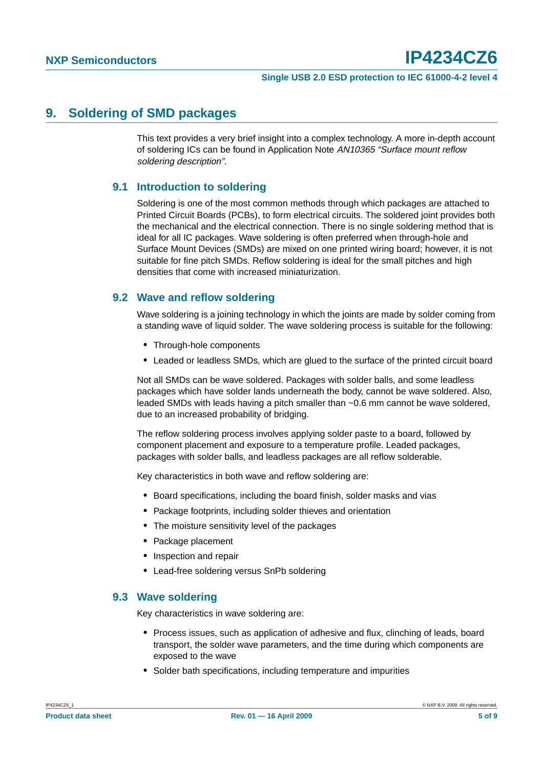## 9. Soldering of SMD packages

This text provides a very brief insight into a complex technology. A more in-depth account of soldering ICs can be found in Application Note *AN10365 "Surface mount reflow soldering description"*.

### 9.1 Introduction to soldering

Soldering is one of the most common methods through which packages are attached to Printed Circuit Boards (PCBs), to form electrical circuits. The soldered joint provides both the mechanical and the electrical connection. There is no single soldering method that is ideal for all IC packages. Wave soldering is often preferred when through-hole and Surface Mount Devices (SMDs) are mixed on one printed wiring board; however, it is not suitable for fine pitch SMDs. Reflow soldering is ideal for the small pitches and high densities that come with increased miniaturization.

### 9.2 Wave and reflow soldering

Wave soldering is a joining technology in which the joints are made by solder coming from a standing wave of liquid solder. The wave soldering process is suitable for the following:

- Through-hole components
- Leaded or leadless SMDs, which are glued to the surface of the printed circuit board

Not all SMDs can be wave soldered. Packages with solder balls, and some leadless packages which have solder lands underneath the body, cannot be wave soldered. Also, leaded SMDs with leads having a pitch smaller than ~0.6 mm cannot be wave soldered, due to an increased probability of bridging.

The reflow soldering process involves applying solder paste to a board, followed by component placement and exposure to a temperature profile. Leaded packages, packages with solder balls, and leadless packages are all reflow solderable.

Key characteristics in both wave and reflow soldering are:

- Board specifications, including the board finish, solder masks and vias
- Package footprints, including solder thieves and orientation
- The moisture sensitivity level of the packages
- Package placement
- Inspection and repair
- Lead-free soldering versus SnPb soldering

### 9.3 Wave soldering

Key characteristics in wave soldering are:

- Process issues, such as application of adhesive and flux, clinching of leads, board transport, the solder wave parameters, and the time during which components are exposed to the wave
- Solder bath specifications, including temperature and impurities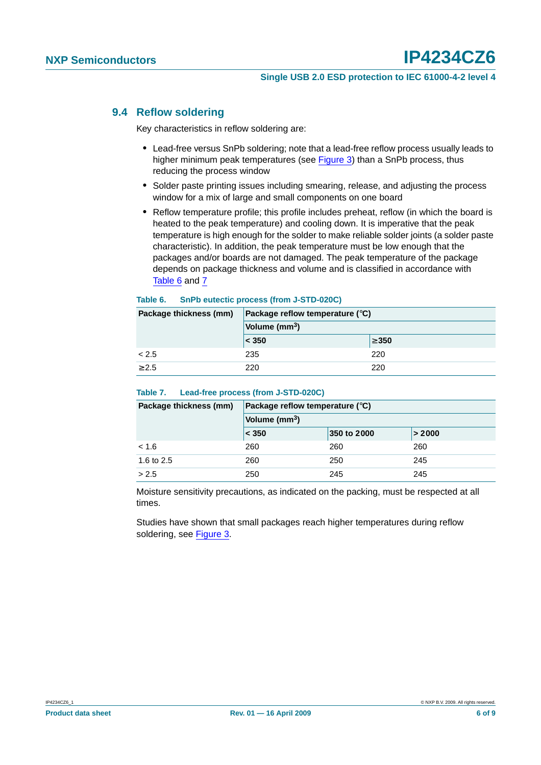## 9.4 Reflow soldering

Key characteristics in reflow soldering are:

- Lead-free versus SnPb soldering; note that a lead-free reflow process usually leads to higher minimum peak temperatures (see Figure 3) than a SnPb process, thus reducing the process window
- Solder paste printing issues including smearing, release, and adjusting the process window for a mix of large and small components on one board
- Reflow temperature profile; this profile includes preheat, reflow (in which the board is heated to the peak temperature) and cooling down. It is imperative that the peak temperature is high enough for the solder to make reliable solder joints (a solder paste characteristic). In addition, the peak temperature must be low enough that the packages and/or boards are not damaged. The peak temperature of the package depends on package thickness and volume and is classified in accordance with Table 6 and 7

**Table 6. SnPb eutectic process (from J-STD-020C)**

| Package thickness (mm) | Package reflow temperature (°C) | |
|---|---|---|
| | Volume ($mm^3$) | |
| | < 350 | ≥350 |
| < 2.5 | 235 | 220 |
| ≥2.5 | 220 | 220 |

**Table 7. Lead-free process (from J-STD-020C)**

| Package thickness (mm) | Package reflow temperature (°C) | | |
|---|---|---|---|
| | Volume ($mm^3$) | | |
| | < 350 | 350 to 2000 | > 2000 |
| < 1.6 | 260 | 260 | 260 |
| 1.6 to 2.5 | 260 | 250 | 245 |
| > 2.5 | 250 | 245 | 245 |

Moisture sensitivity precautions, as indicated on the packing, must be respected at all times.

Studies have shown that small packages reach higher temperatures during reflow soldering, see Figure 3.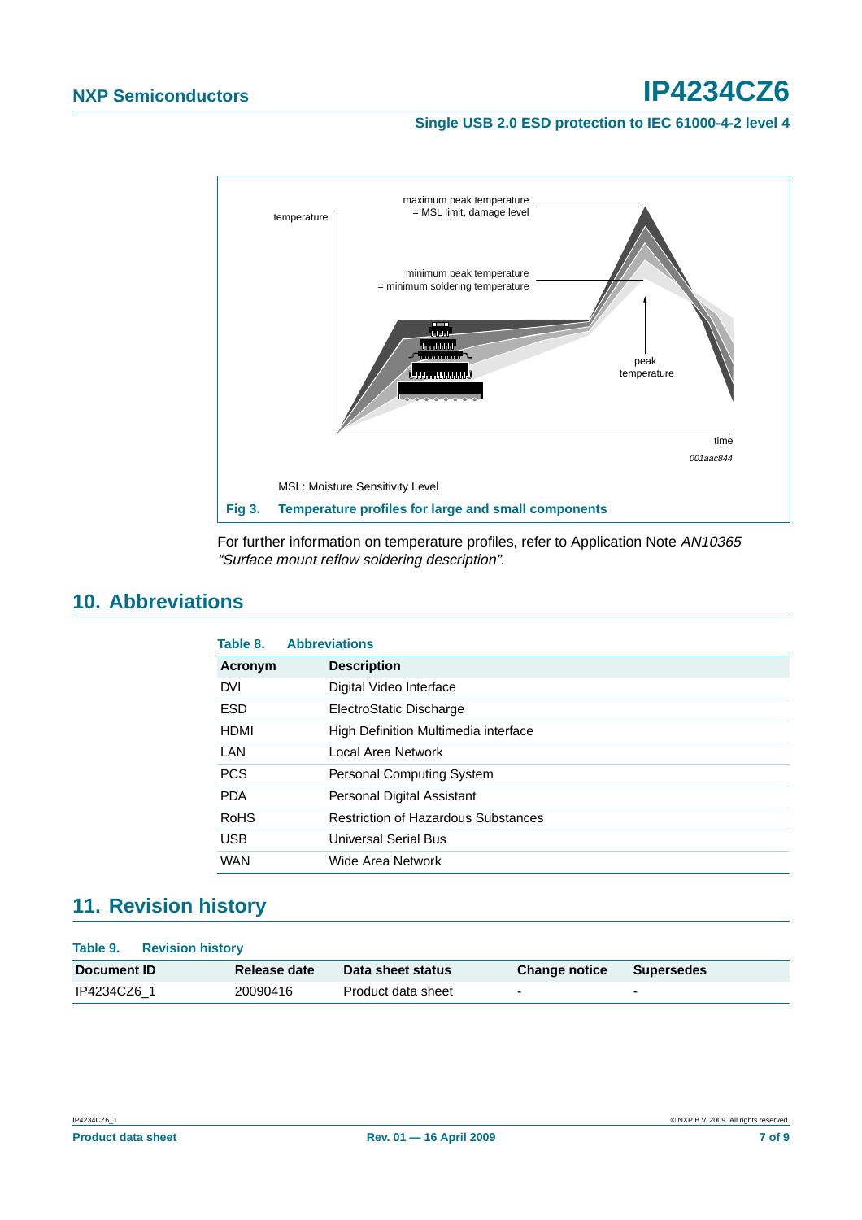MSL: Moisture Sensitivity Level

**Fig 3. Temperature profiles for large and small components**

For further information on temperature profiles, refer to Application Note *AN10365 "Surface mount reflow soldering description"*.

## 10. Abbreviations

**Table 8. Abbreviations**

| Acronym | Description |
|---|---|
| DVI | Digital Video Interface |
| ESD | ElectroStatic Discharge |
| HDMI | High Definition Multimedia interface |
| LAN | Local Area Network |
| PCS | Personal Computing System |
| PDA | Personal Digital Assistant |
| RoHS | Restriction of Hazardous Substances |
| USB | Universal Serial Bus |
| WAN | Wide Area Network |

## 11. Revision history

**Table 9. Revision history**

| Document ID | Release date | Data sheet status | Change notice | Supersedes |
|---|---|---|---|---|
| IP4234CZ6_1 | 20090416 | Product data sheet | - | - |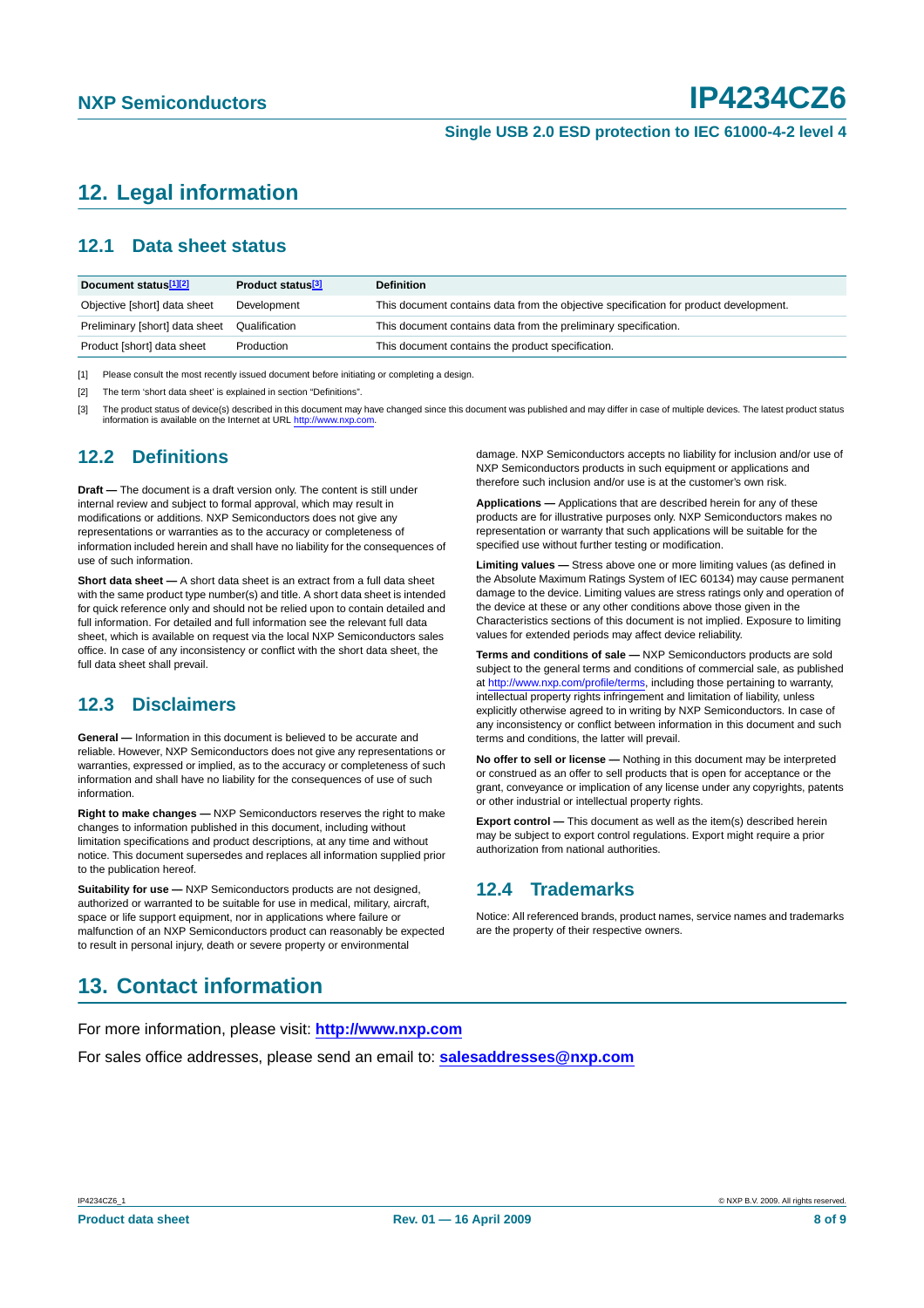## 12. Legal information

### 12.1 Data sheet status

| Document status[1][2] | Product status[3] | Definition |
|---|---|---|
| Objective [short] data sheet | Development | This document contains data from the objective specification for product development. |
| Preliminary [short] data sheet | Qualification | This document contains data from the preliminary specification. |
| Product [short] data sheet | Production | This document contains the product specification. |

[1] Please consult the most recently issued document before initiating or completing a design.

[2] The term 'short data sheet' is explained in section "Definitions".

[3] The product status of device(s) described in this document may have changed since this document was published and may differ in case of multiple devices. The latest product status information is available on the Internet at URL http://www.nxp.com.

### 12.2 Definitions

**Draft —** The document is a draft version only. The content is still under internal review and subject to formal approval, which may result in modifications or additions. NXP Semiconductors does not give any representations or warranties as to the accuracy or completeness of information included herein and shall have no liability for the consequences of use of such information.

**Short data sheet —** A short data sheet is an extract from a full data sheet with the same product type number(s) and title. A short data sheet is intended for quick reference only and should not be relied upon to contain detailed and full information. For detailed and full information see the relevant full data sheet, which is available on request via the local NXP Semiconductors sales office. In case of any inconsistency or conflict with the short data sheet, the full data sheet shall prevail.

### 12.3 Disclaimers

**General —** Information in this document is believed to be accurate and reliable. However, NXP Semiconductors does not give any representations or warranties, expressed or implied, as to the accuracy or completeness of such information and shall have no liability for the consequences of use of such information.

**Right to make changes —** NXP Semiconductors reserves the right to make changes to information published in this document, including without limitation specifications and product descriptions, at any time and without notice. This document supersedes and replaces all information supplied prior to the publication hereof.

**Suitability for use —** NXP Semiconductors products are not designed, authorized or warranted to be suitable for use in medical, military, aircraft, space or life support equipment, nor in applications where failure or malfunction of an NXP Semiconductors product can reasonably be expected to result in personal injury, death or severe property or environmental damage. NXP Semiconductors accepts no liability for inclusion and/or use of NXP Semiconductors products in such equipment or applications and therefore such inclusion and/or use is at the customer's own risk.

**Applications —** Applications that are described herein for any of these products are for illustrative purposes only. NXP Semiconductors makes no representation or warranty that such applications will be suitable for the specified use without further testing or modification.

**Limiting values —** Stress above one or more limiting values (as defined in the Absolute Maximum Ratings System of IEC 60134) may cause permanent damage to the device. Limiting values are stress ratings only and operation of the device at these or any other conditions above those given in the Characteristics sections of this document is not implied. Exposure to limiting values for extended periods may affect device reliability.

**Terms and conditions of sale —** NXP Semiconductors products are sold subject to the general terms and conditions of commercial sale, as published at http://www.nxp.com/profile/terms, including those pertaining to warranty, intellectual property rights infringement and limitation of liability, unless explicitly otherwise agreed to in writing by NXP Semiconductors. In case of any inconsistency or conflict between information in this document and such terms and conditions, the latter will prevail.

**No offer to sell or license —** Nothing in this document may be interpreted or construed as an offer to sell products that is open for acceptance or the grant, conveyance or implication of any license under any copyrights, patents or other industrial or intellectual property rights.

**Export control —** This document as well as the item(s) described herein may be subject to export control regulations. Export might require a prior authorization from national authorities.

### 12.4 Trademarks

Notice: All referenced brands, product names, service names and trademarks are the property of their respective owners.

## 13. Contact information

For more information, please visit: **http://www.nxp.com**

For sales office addresses, please send an email to: **salesaddresses@nxp.com**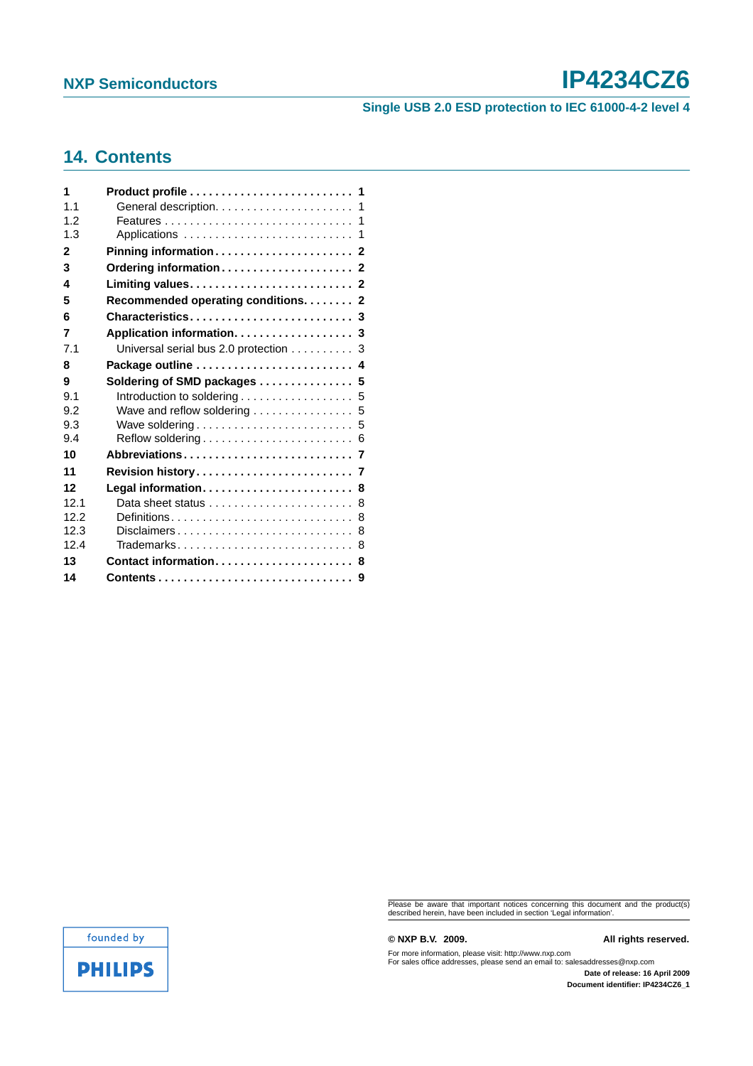## 14. Contents

| | | |
|---|---|---|
| **1** | **Product profile** | **1** |
| 1.1 | General description | 1 |
| 1.2 | Features | 1 |
| 1.3 | Applications | 1 |
| **2** | **Pinning information** | **2** |
| **3** | **Ordering information** | **2** |
| **4** | **Limiting values** | **2** |
| **5** | **Recommended operating conditions** | **2** |
| **6** | **Characteristics** | **3** |
| **7** | **Application information** | **3** |
| 7.1 | Universal serial bus 2.0 protection | 3 |
| **8** | **Package outline** | **4** |
| **9** | **Soldering of SMD packages** | **5** |
| 9.1 | Introduction to soldering | 5 |
| 9.2 | Wave and reflow soldering | 5 |
| 9.3 | Wave soldering | 5 |
| 9.4 | Reflow soldering | 6 |
| **10** | **Abbreviations** | **7** |
| **11** | **Revision history** | **7** |
| **12** | **Legal information** | **8** |
| 12.1 | Data sheet status | 8 |
| 12.2 | Definitions | 8 |
| 12.3 | Disclaimers | 8 |
| 12.4 | Trademarks | 8 |
| **13** | **Contact information** | **8** |
| **14** | **Contents** | **9** |

Please be aware that important notices concerning this document and the product(s) described herein, have been included in section 'Legal information'.

**© NXP B.V. 2009. All rights reserved.**

For more information, please visit: http://www.nxp.com
For sales office addresses, please send an email to: salesaddresses@nxp.com

**Date of release: 16 April 2009**

**Document identifier: IP4234CZ6_1**